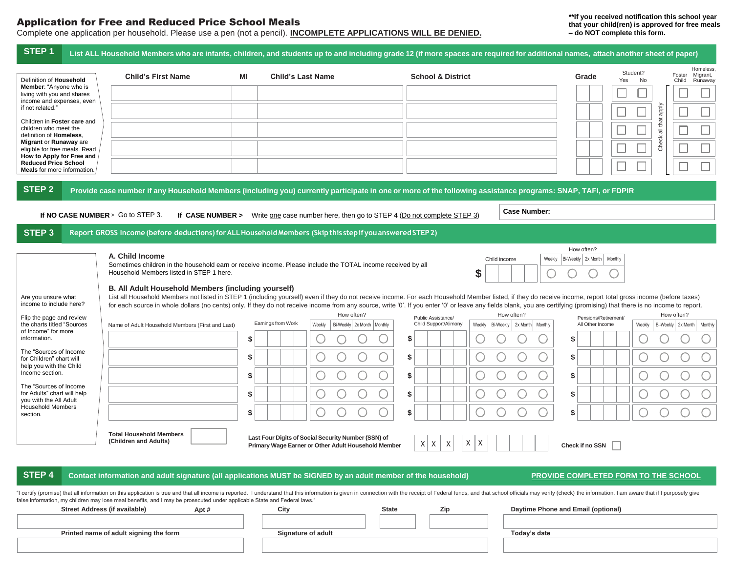# Application for Free and Reduced Price School Meals

Complete one application per household. Please use a pen (not a pencil). **INCOMPLETE APPLICATIONS WILL BE DENIED.**

****If you received notification this school year that your child(ren) is approved for free meals – do NOT complete this form.**

## STEP 1 List ALL Household Members who are infants, children, and students up to and including grade 12 (if more spaces are required for additional names, attach another sheet of paper)

Definition of **Household Member**: "Anyone who is living with you and shares income and expenses, even if not related."

Children in **Foster care** and children who meet the definition of **Homeless**, **Migrant** or **Runaway** are eligible for free meals. Read **How to Apply for Free and Reduced Price School Meals** for more information.

| Child's First Name | MI | Child's Last Name | School & District | Grade | Student? Yes | Student? No | Foster Child | Homeless, Migrant, Runaway |
|---|---|---|---|---|---|---|---|---|
| | | | | | ☐ | ☐ | ☐ | ☐ |
| | | | | | ☐ | ☐ | ☐ | ☐ |
| | | | | | ☐ | ☐ | ☐ | ☐ |
| | | | | | ☐ | ☐ | ☐ | ☐ |
| | | | | | ☐ | ☐ | ☐ | ☐ |

Check all that apply

## STEP 2 Provide case number if any Household Members (including you) currently participate in one or more of the following assistance programs: SNAP, TAFI, or FDPIR

**If NO CASE NUMBER** > Go to STEP 3. **If CASE NUMBER >** Write one case number here, then go to STEP 4 (Do not complete STEP 3)

**Case Number:**

## STEP 3 Report GROSS Income (before deductions) for ALL Household Members (Skip this step if you answered STEP 2)

Are you unsure what income to include here?

Flip the page and review the charts titled "Sources of Income" for more information.

The "Sources of Income for Children" chart will help you with the Child Income section.

The "Sources of Income for Adults" chart will help you with the All Adult Household Members section.

### A. Child Income

Sometimes children in the household earn or receive income. Please include the TOTAL income received by all Household Members listed in STEP 1 here.

Child income $ ______ How often? ○ Weekly ○ Bi-Weekly ○ 2x Month ○ Monthly

### B. All Adult Household Members (including yourself)

List all Household Members not listed in STEP 1 (including yourself) even if they do not receive income. For each Household Member listed, if they do receive income, report total gross income (before taxes) for each source in whole dollars (no cents) only. If they do not receive income from any source, write '0'. If you enter '0' or leave any fields blank, you are certifying (promising) that there is no income to report.

| Name of Adult Household Members (First and Last) | Earnings from Work | How often? Weekly / Bi-Weekly / 2x Month / Monthly | Public Assistance/ Child Support/Alimony | How often? Weekly / Bi-Weekly / 2x Month / Monthly | Pensions/Retirement/ All Other Income | How often? Weekly / Bi-Weekly / 2x Month / Monthly |
|---|---|---|---|---|---|---|
| | $ | ○ ○ ○ ○ | $ | ○ ○ ○ ○ | $ | ○ ○ ○ ○ |
| | $ | ○ ○ ○ ○ | $ | ○ ○ ○ ○ | $ | ○ ○ ○ ○ |
| | $ | ○ ○ ○ ○ | $ | ○ ○ ○ ○ | $ | ○ ○ ○ ○ |
| | $ | ○ ○ ○ ○ | $ | ○ ○ ○ ○ | $ | ○ ○ ○ ○ |
| | $ | ○ ○ ○ ○ | $ | ○ ○ ○ ○ | $ | ○ ○ ○ ○ |

**Total Household Members (Children and Adults)** ______

**Last Four Digits of Social Security Number (SSN) of Primary Wage Earner or Other Adult Household Member** X X X - X X - _ _ _ _

**Check if no SSN** ☐

## STEP 4 Contact information and adult signature (all applications MUST be SIGNED by an adult member of the household)

**PROVIDE COMPLETED FORM TO THE SCHOOL**

"I certify (promise) that all information on this application is true and that all income is reported. I understand that this information is given in connection with the receipt of Federal funds, and that school officials may verify (check) the information. I am aware that if I purposely give false information, my children may lose meal benefits, and I may be prosecuted under applicable State and Federal laws."

| Street Address (if available) | Apt # | City | State | Zip | Daytime Phone and Email (optional) |
|---|---|---|---|---|---|
| | | | | | |

| Printed name of adult signing the form | Signature of adult | Today's date |
|---|---|---|
| | | |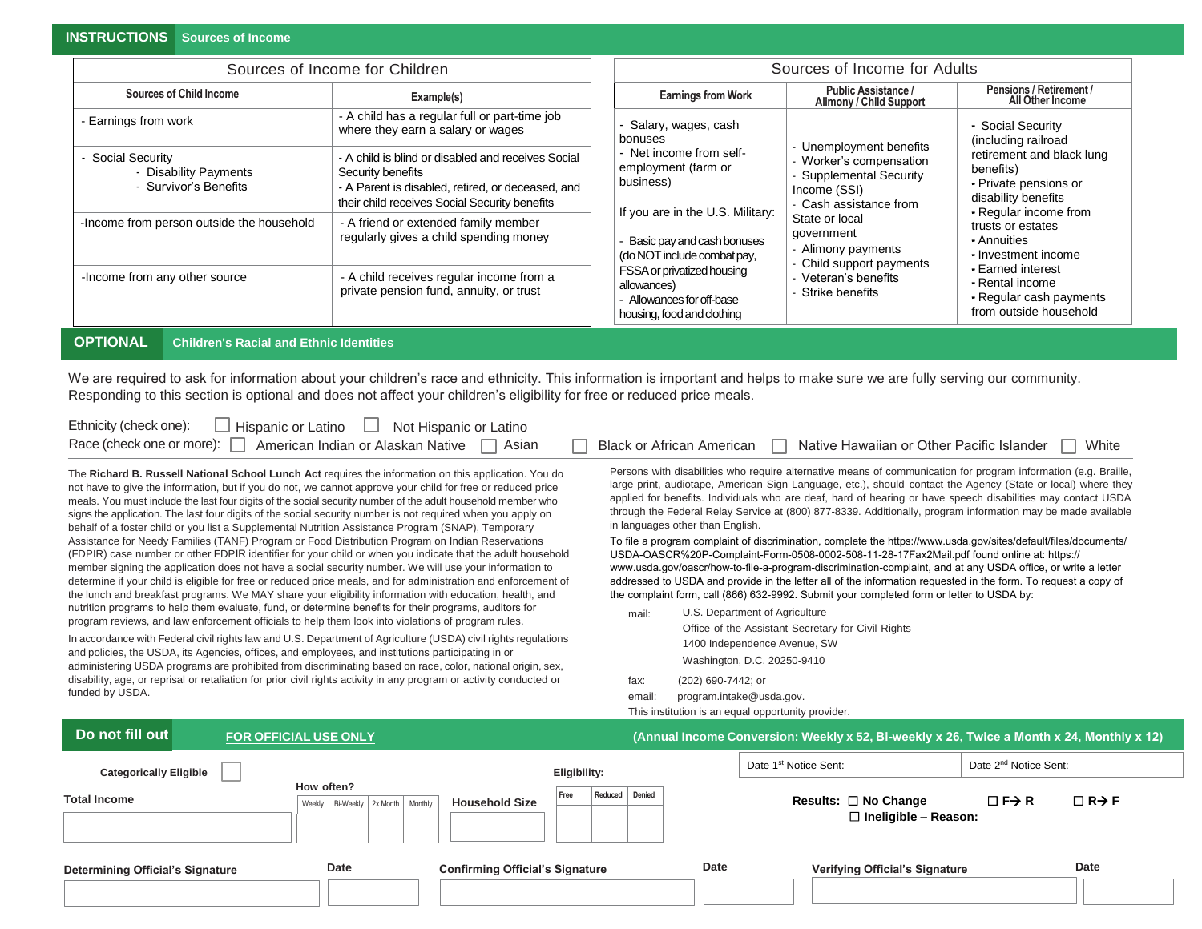## INSTRUCTIONS Sources of Income

### Sources of Income for Children

| Sources of Child Income | Example(s) |
|---|---|
| - Earnings from work | - A child has a regular full or part-time job where they earn a salary or wages |
| - Social Security<br>- Disability Payments<br>- Survivor's Benefits | - A child is blind or disabled and receives Social Security benefits<br>- A Parent is disabled, retired, or deceased, and their child receives Social Security benefits |
| -Income from person outside the household | - A friend or extended family member regularly gives a child spending money |
| -Income from any other source | - A child receives regular income from a private pension fund, annuity, or trust |

### Sources of Income for Adults

| Earnings from Work | Public Assistance / Alimony / Child Support | Pensions / Retirement / All Other Income |
|---|---|---|
| - Salary, wages, cash bonuses<br>- Net income from self-employment (farm or business)<br><br>If you are in the U.S. Military:<br><br>- Basic pay and cash bonuses (do NOT include combat pay, FSSA or privatized housing allowances)<br>- Allowances for off-base housing, food and clothing | - Unemployment benefits<br>- Worker's compensation<br>- Supplemental Security Income (SSI)<br>- Cash assistance from State or local government<br>- Alimony payments<br>- Child support payments<br>- Veteran's benefits<br>- Strike benefits | - Social Security (including railroad retirement and black lung benefits)<br>- Private pensions or disability benefits<br>- Regular income from trusts or estates<br>- Annuities<br>- Investment income<br>- Earned interest<br>- Rental income<br>- Regular cash payments from outside household |

## OPTIONAL Children's Racial and Ethnic Identities

We are required to ask for information about your children's race and ethnicity. This information is important and helps to make sure we are fully serving our community. Responding to this section is optional and does not affect your children's eligibility for free or reduced price meals.

Ethnicity (check one): ☐ Hispanic or Latino ☐ Not Hispanic or Latino

Race (check one or more): ☐ American Indian or Alaskan Native ☐ Asian ☐ Black or African American ☐ Native Hawaiian or Other Pacific Islander ☐ White

The **Richard B. Russell National School Lunch Act** requires the information on this application. You do not have to give the information, but if you do not, we cannot approve your child for free or reduced price meals. You must include the last four digits of the social security number of the adult household member who signs the application. The last four digits of the social security number is not required when you apply on behalf of a foster child or you list a Supplemental Nutrition Assistance Program (SNAP), Temporary Assistance for Needy Families (TANF) Program or Food Distribution Program on Indian Reservations (FDPIR) case number or other FDPIR identifier for your child or when you indicate that the adult household member signing the application does not have a social security number. We will use your information to determine if your child is eligible for free or reduced price meals, and for administration and enforcement of the lunch and breakfast programs. We MAY share your eligibility information with education, health, and nutrition programs to help them evaluate, fund, or determine benefits for their programs, auditors for program reviews, and law enforcement officials to help them look into violations of program rules.

In accordance with Federal civil rights law and U.S. Department of Agriculture (USDA) civil rights regulations and policies, the USDA, its Agencies, offices, and employees, and institutions participating in or administering USDA programs are prohibited from discriminating based on race, color, national origin, sex, disability, age, or reprisal or retaliation for prior civil rights activity in any program or activity conducted or funded by USDA.

Persons with disabilities who require alternative means of communication for program information (e.g. Braille, large print, audiotape, American Sign Language, etc.), should contact the Agency (State or local) where they applied for benefits. Individuals who are deaf, hard of hearing or have speech disabilities may contact USDA through the Federal Relay Service at (800) 877-8339. Additionally, program information may be made available in languages other than English.

To file a program complaint of discrimination, complete the https://www.usda.gov/sites/default/files/documents/USDA-OASCR%20P-Complaint-Form-0508-0002-508-11-28-17Fax2Mail.pdf found online at: https://www.usda.gov/oascr/how-to-file-a-program-discrimination-complaint, and at any USDA office, or write a letter addressed to USDA and provide in the letter all of the information requested in the form. To request a copy of the complaint form, call (866) 632-9992. Submit your completed form or letter to USDA by:

mail: U.S. Department of Agriculture
Office of the Assistant Secretary for Civil Rights
1400 Independence Avenue, SW
Washington, D.C. 20250-9410

fax: (202) 690-7442; or

email: program.intake@usda.gov.

This institution is an equal opportunity provider.

## Do not fill out FOR OFFICIAL USE ONLY

(Annual Income Conversion: Weekly x 52, Bi-weekly x 26, Twice a Month x 24, Monthly x 12)

Categorically Eligible ☐

Date 1st Notice Sent: | Date 2nd Notice Sent:

Total Income

How often?

| Weekly | Bi-Weekly | 2x Month | Monthly |
|---|---|---|---|
| | | | |

Household Size

Eligibility:

| Free | Reduced | Denied |
|---|---|---|
| | | |

Results: ☐ No Change ☐ F→ R ☐ R→ F
☐ Ineligible – Reason:

Determining Official's Signature | Date | Confirming Official's Signature | Date | Verifying Official's Signature | Date